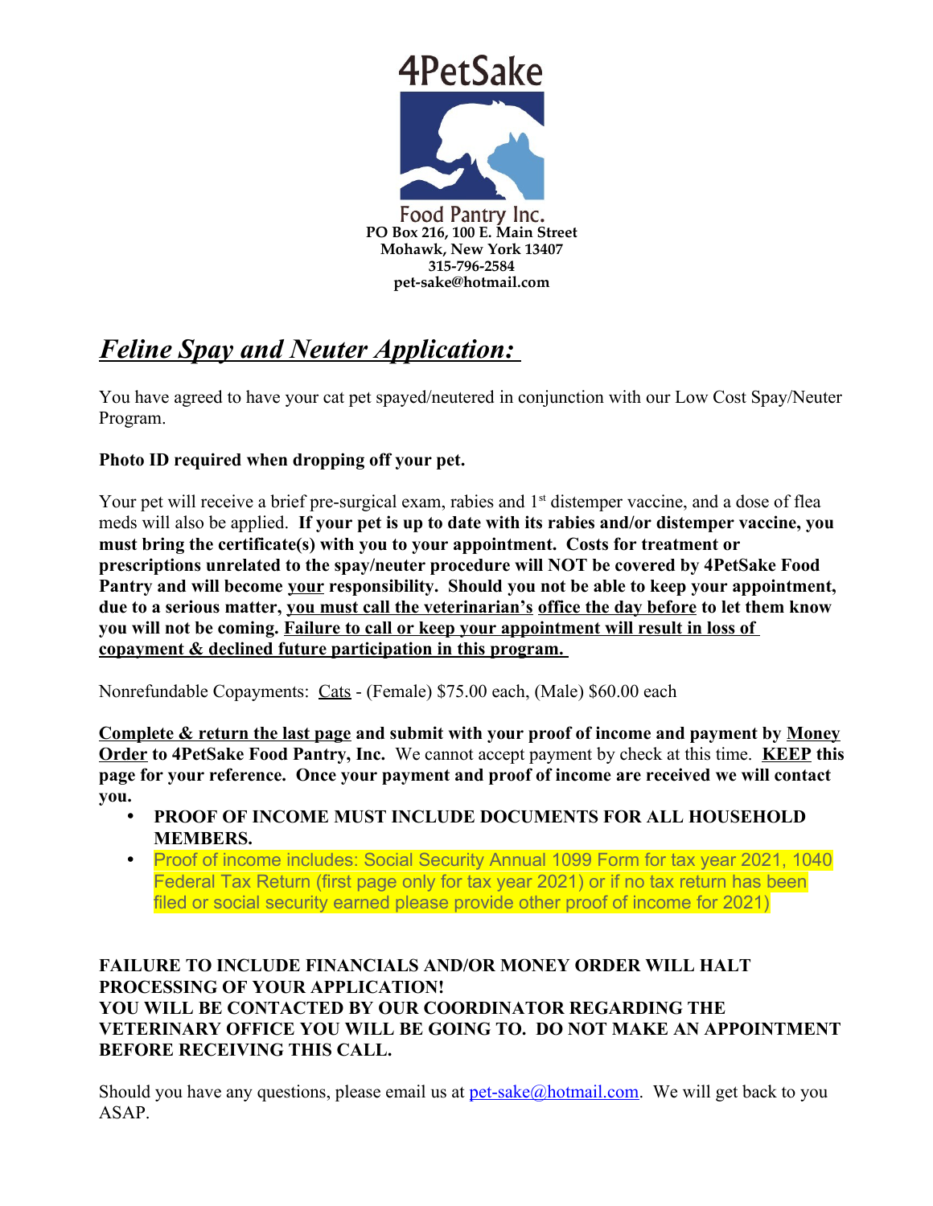4PetSake

Food Pantry Inc.
**PO Box 216, 100 E. Main Street**
**Mohawk, New York 13407**
**315-796-2584**
**pet-sake@hotmail.com**

# ***Feline Spay and Neuter Application:***

You have agreed to have your cat pet spayed/neutered in conjunction with our Low Cost Spay/Neuter Program.

**Photo ID required when dropping off your pet.**

Your pet will receive a brief pre-surgical exam, rabies and 1st distemper vaccine, and a dose of flea meds will also be applied. **If your pet is up to date with its rabies and/or distemper vaccine, you must bring the certificate(s) with you to your appointment. Costs for treatment or prescriptions unrelated to the spay/neuter procedure will NOT be covered by 4PetSake Food Pantry and will become your responsibility. Should you not be able to keep your appointment, due to a serious matter, you must call the veterinarian's office the day before to let them know you will not be coming. Failure to call or keep your appointment will result in loss of copayment & declined future participation in this program.**

Nonrefundable Copayments: Cats - (Female) $75.00 each, (Male) $60.00 each

**Complete & return the last page and submit with your proof of income and payment by Money Order to 4PetSake Food Pantry, Inc.** We cannot accept payment by check at this time. **KEEP this page for your reference. Once your payment and proof of income are received we will contact you.**

- **PROOF OF INCOME MUST INCLUDE DOCUMENTS FOR ALL HOUSEHOLD MEMBERS.**
- Proof of income includes: Social Security Annual 1099 Form for tax year 2021, 1040 Federal Tax Return (first page only for tax year 2021) or if no tax return has been filed or social security earned please provide other proof of income for 2021)

**FAILURE TO INCLUDE FINANCIALS AND/OR MONEY ORDER WILL HALT PROCESSING OF YOUR APPLICATION!**
**YOU WILL BE CONTACTED BY OUR COORDINATOR REGARDING THE VETERINARY OFFICE YOU WILL BE GOING TO. DO NOT MAKE AN APPOINTMENT BEFORE RECEIVING THIS CALL.**

Should you have any questions, please email us at pet-sake@hotmail.com. We will get back to you ASAP.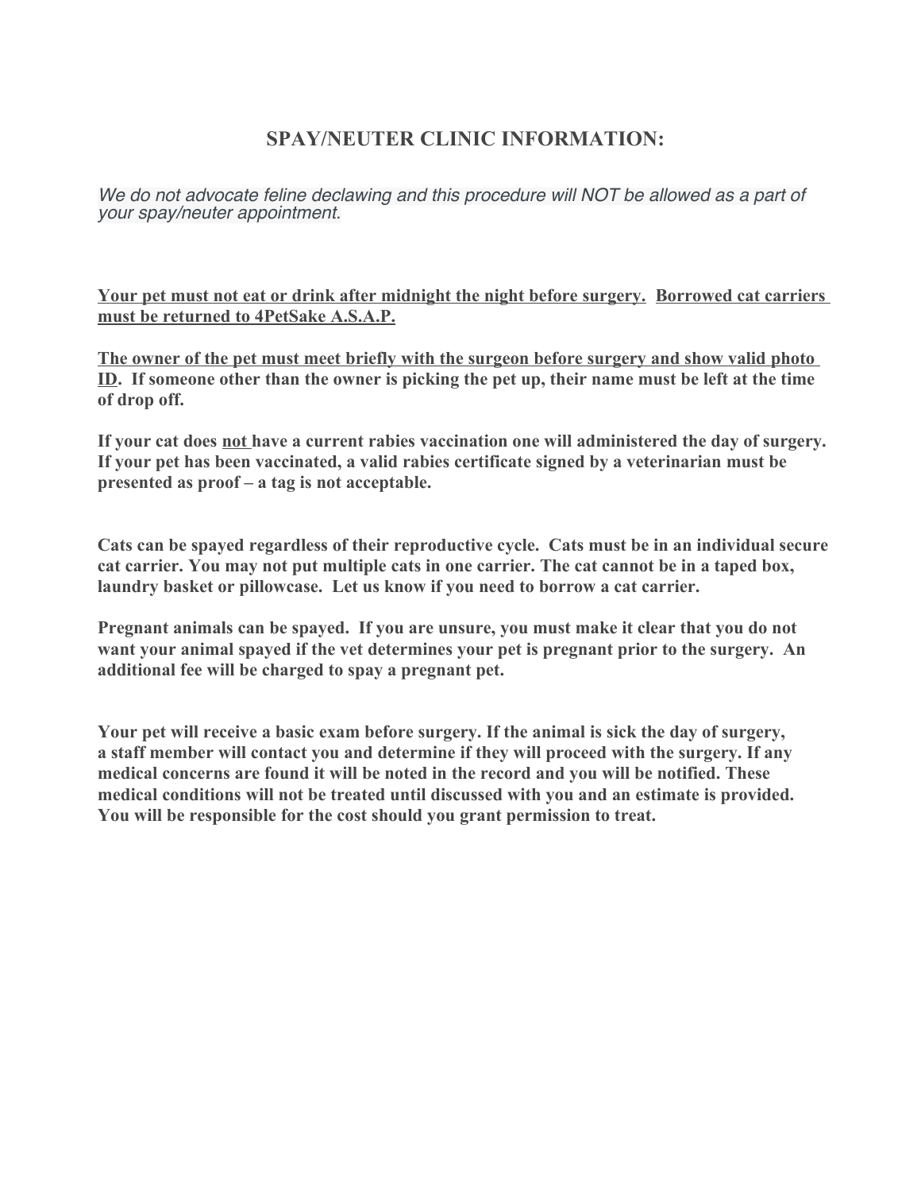# SPAY/NEUTER CLINIC INFORMATION:

*We do not advocate feline declawing and this procedure will NOT be allowed as a part of your spay/neuter appointment.*

<u>**Your pet must not eat or drink after midnight the night before surgery.**</u> <u>**Borrowed cat carriers must be returned to 4PetSake A.S.A.P.**</u>

<u>**The owner of the pet must meet briefly with the surgeon before surgery and show valid photo ID**</u>**. If someone other than the owner is picking the pet up, their name must be left at the time of drop off.**

**If your cat does <u>not</u> have a current rabies vaccination one will administered the day of surgery. If your pet has been vaccinated, a valid rabies certificate signed by a veterinarian must be presented as proof – a tag is not acceptable.**

**Cats can be spayed regardless of their reproductive cycle. Cats must be in an individual secure cat carrier. You may not put multiple cats in one carrier. The cat cannot be in a taped box, laundry basket or pillowcase. Let us know if you need to borrow a cat carrier.**

**Pregnant animals can be spayed. If you are unsure, you must make it clear that you do not want your animal spayed if the vet determines your pet is pregnant prior to the surgery. An additional fee will be charged to spay a pregnant pet.**

**Your pet will receive a basic exam before surgery. If the animal is sick the day of surgery, a staff member will contact you and determine if they will proceed with the surgery. If any medical concerns are found it will be noted in the record and you will be notified. These medical conditions will not be treated until discussed with you and an estimate is provided. You will be responsible for the cost should you grant permission to treat.**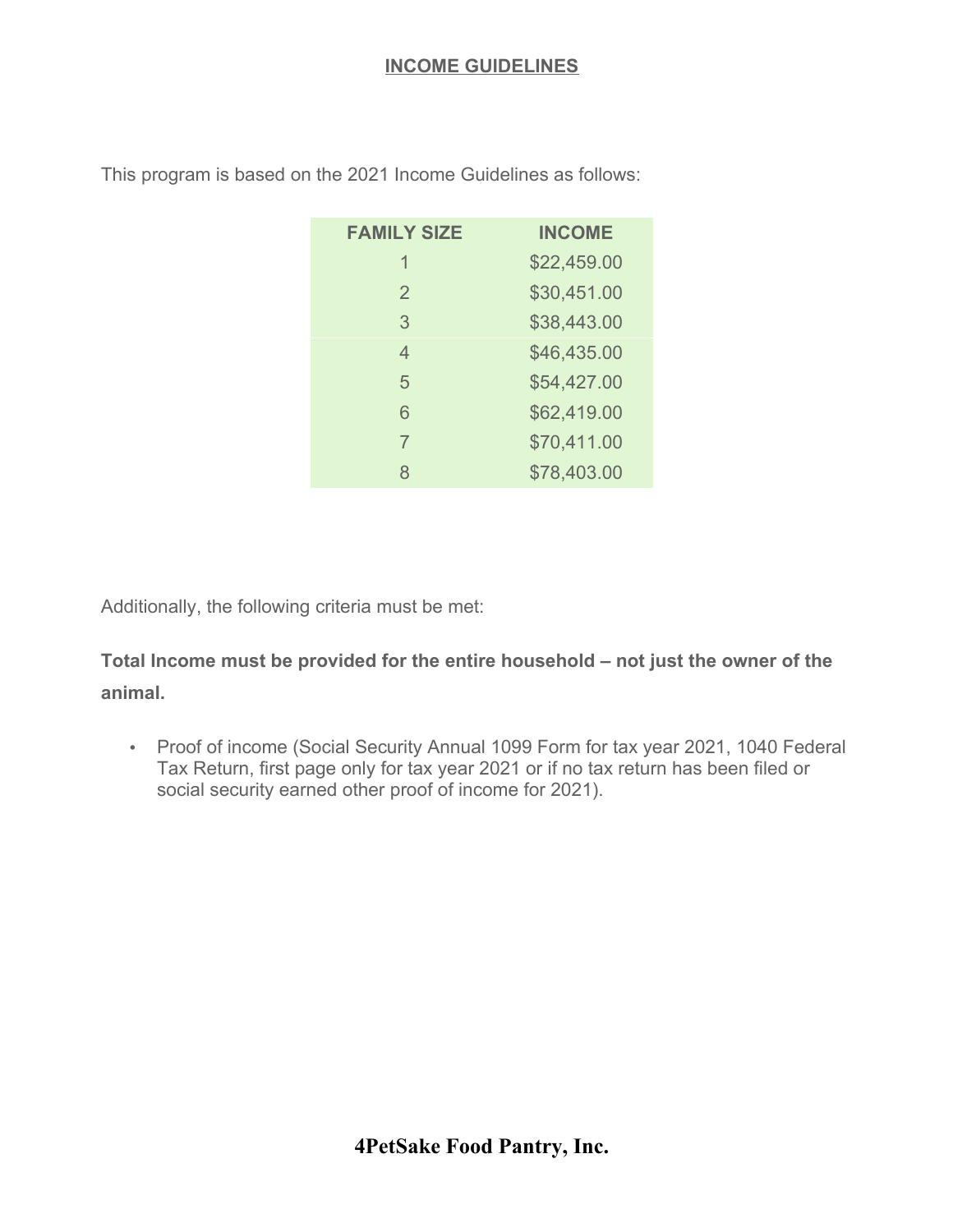## INCOME GUIDELINES

This program is based on the 2021 Income Guidelines as follows:

| FAMILY SIZE | INCOME |
|---|---|
| 1 | $22,459.00 |
| 2 | $30,451.00 |
| 3 | $38,443.00 |
| 4 | $46,435.00 |
| 5 | $54,427.00 |
| 6 | $62,419.00 |
| 7 | $70,411.00 |
| 8 | $78,403.00 |

Additionally, the following criteria must be met:

**Total Income must be provided for the entire household – not just the owner of the animal.**

- Proof of income (Social Security Annual 1099 Form for tax year 2021, 1040 Federal Tax Return, first page only for tax year 2021 or if no tax return has been filed or social security earned other proof of income for 2021).

**4PetSake Food Pantry, Inc.**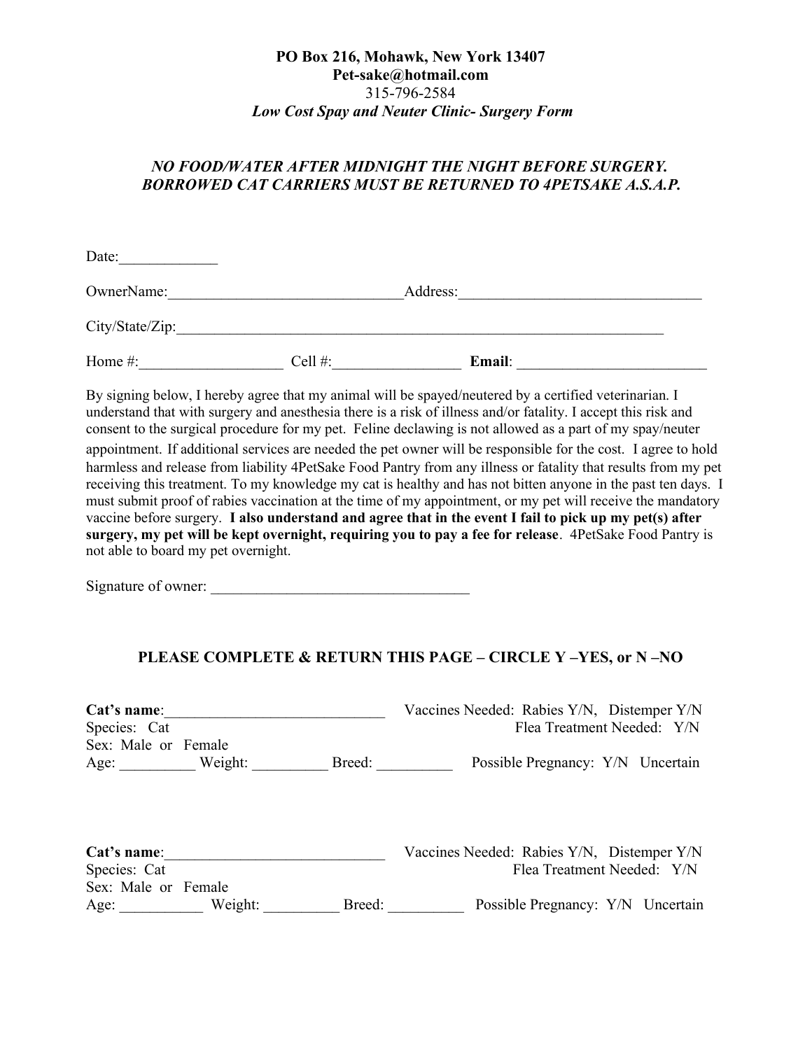**PO Box 216, Mohawk, New York 13407**
**Pet-sake@hotmail.com**
315-796-2584
***Low Cost Spay and Neuter Clinic- Surgery Form***

***NO FOOD/WATER AFTER MIDNIGHT THE NIGHT BEFORE SURGERY.***
***BORROWED CAT CARRIERS MUST BE RETURNED TO 4PETSAKE A.S.A.P.***

Date:_____________

OwnerName:_______________________________Address:________________________________

City/State/Zip:__________________________________________________________________

Home #:___________________ Cell #:_________________ **Email**: _________________________

By signing below, I hereby agree that my animal will be spayed/neutered by a certified veterinarian. I understand that with surgery and anesthesia there is a risk of illness and/or fatality. I accept this risk and consent to the surgical procedure for my pet. Feline declawing is not allowed as a part of my spay/neuter appointment. If additional services are needed the pet owner will be responsible for the cost. I agree to hold harmless and release from liability 4PetSake Food Pantry from any illness or fatality that results from my pet receiving this treatment. To my knowledge my cat is healthy and has not bitten anyone in the past ten days. I must submit proof of rabies vaccination at the time of my appointment, or my pet will receive the mandatory vaccine before surgery. **I also understand and agree that in the event I fail to pick up my pet(s) after surgery, my pet will be kept overnight, requiring you to pay a fee for release**. 4PetSake Food Pantry is not able to board my pet overnight.

Signature of owner: __________________________________

**PLEASE COMPLETE & RETURN THIS PAGE – CIRCLE Y –YES, or N –NO**

**Cat's name**:_____________________________ Vaccines Needed: Rabies Y/N, Distemper Y/N
Species: Cat Flea Treatment Needed: Y/N
Sex: Male or Female
Age: __________ Weight: __________ Breed: __________ Possible Pregnancy: Y/N Uncertain

**Cat's name**:_____________________________ Vaccines Needed: Rabies Y/N, Distemper Y/N
Species: Cat Flea Treatment Needed: Y/N
Sex: Male or Female
Age: ___________ Weight: __________ Breed: __________ Possible Pregnancy: Y/N Uncertain